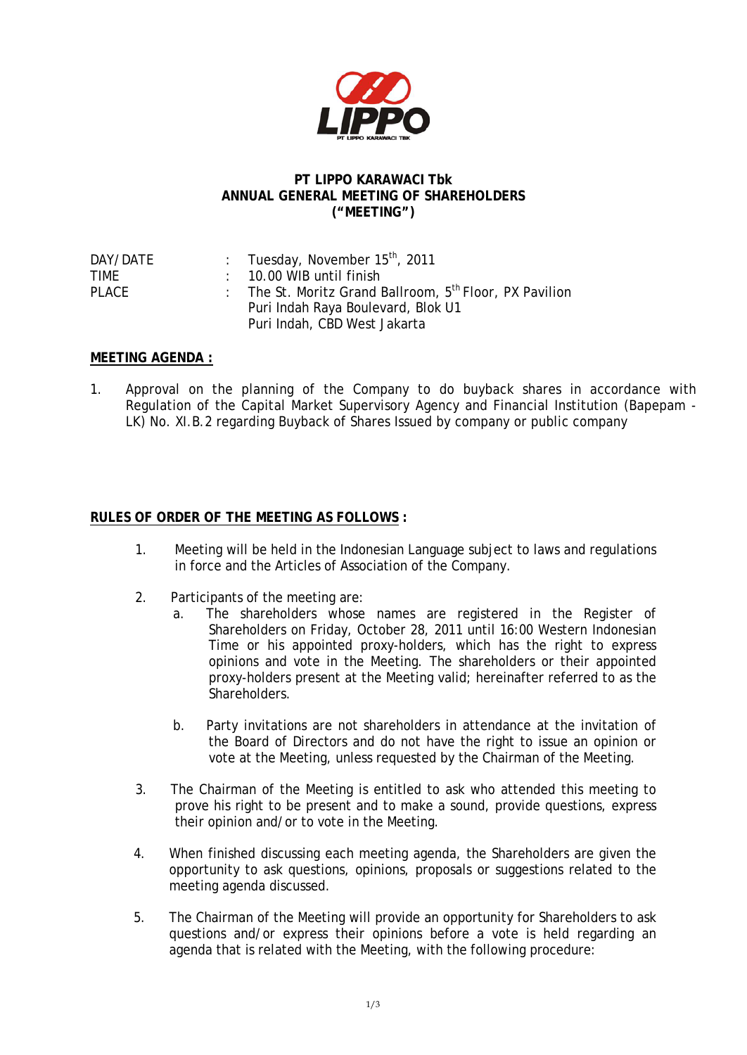**PT LIPPO KARAWACI Tbk**
**ANNUAL GENERAL MEETING OF SHAREHOLDERS**
**("MEETING")**

| | | |
|---|---|---|
| DAY/DATE | : | Tuesday, November 15th, 2011 |
| TIME | : | 10.00 WIB until finish |
| PLACE | : | The St. Moritz Grand Ballroom, 5th Floor, PX Pavilion<br>Puri Indah Raya Boulevard, Blok U1<br>Puri Indah, CBD West Jakarta |

**MEETING AGENDA :**

1. Approval on the planning of the Company to do buyback shares in accordance with Regulation of the Capital Market Supervisory Agency and Financial Institution (Bapepam - LK) No. XI.B.2 regarding Buyback of Shares Issued by company or public company

**RULES OF ORDER OF THE MEETING AS FOLLOWS :**

1. Meeting will be held in the Indonesian Language subject to laws and regulations in force and the Articles of Association of the Company.

2. Participants of the meeting are:
   a. The shareholders whose names are registered in the Register of Shareholders on Friday, October 28, 2011 until 16:00 Western Indonesian Time or his appointed proxy-holders, which has the right to express opinions and vote in the Meeting. The shareholders or their appointed proxy-holders present at the Meeting valid; hereinafter referred to as the Shareholders.

   b. Party invitations are not shareholders in attendance at the invitation of the Board of Directors and do not have the right to issue an opinion or vote at the Meeting, unless requested by the Chairman of the Meeting.

3. The Chairman of the Meeting is entitled to ask who attended this meeting to prove his right to be present and to make a sound, provide questions, express their opinion and/or to vote in the Meeting.

4. When finished discussing each meeting agenda, the Shareholders are given the opportunity to ask questions, opinions, proposals or suggestions related to the meeting agenda discussed.

5. The Chairman of the Meeting will provide an opportunity for Shareholders to ask questions and/or express their opinions before a vote is held regarding an agenda that is related with the Meeting, with the following procedure: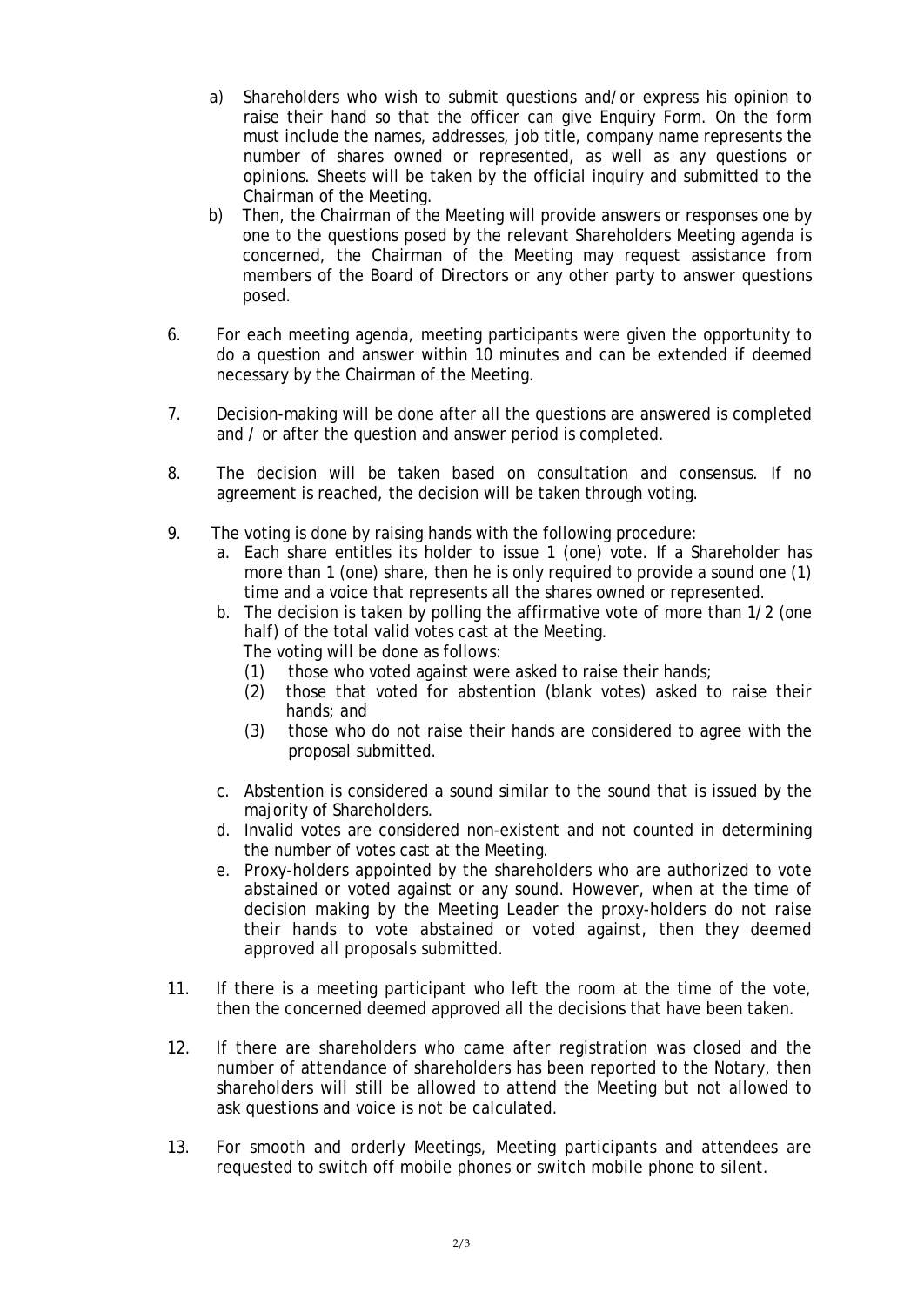a) Shareholders who wish to submit questions and/or express his opinion to raise their hand so that the officer can give Enquiry Form. On the form must include the names, addresses, job title, company name represents the number of shares owned or represented, as well as any questions or opinions. Sheets will be taken by the official inquiry and submitted to the Chairman of the Meeting.

b) Then, the Chairman of the Meeting will provide answers or responses one by one to the questions posed by the relevant Shareholders Meeting agenda is concerned, the Chairman of the Meeting may request assistance from members of the Board of Directors or any other party to answer questions posed.

6. For each meeting agenda, meeting participants were given the opportunity to do a question and answer within 10 minutes and can be extended if deemed necessary by the Chairman of the Meeting.

7. Decision-making will be done after all the questions are answered is completed and / or after the question and answer period is completed.

8. The decision will be taken based on consultation and consensus. If no agreement is reached, the decision will be taken through voting.

9. The voting is done by raising hands with the following procedure:

   a. Each share entitles its holder to issue 1 (one) vote. If a Shareholder has more than 1 (one) share, then he is only required to provide a sound one (1) time and a voice that represents all the shares owned or represented.

   b. The decision is taken by polling the affirmative vote of more than 1/2 (one half) of the total valid votes cast at the Meeting.
      The voting will be done as follows:
      (1) those who voted against were asked to raise their hands;
      (2) those that voted for abstention (blank votes) asked to raise their hands; and
      (3) those who do not raise their hands are considered to agree with the proposal submitted.

   c. Abstention is considered a sound similar to the sound that is issued by the majority of Shareholders.

   d. Invalid votes are considered non-existent and not counted in determining the number of votes cast at the Meeting.

   e. Proxy-holders appointed by the shareholders who are authorized to vote abstained or voted against or any sound. However, when at the time of decision making by the Meeting Leader the proxy-holders do not raise their hands to vote abstained or voted against, then they deemed approved all proposals submitted.

11. If there is a meeting participant who left the room at the time of the vote, then the concerned deemed approved all the decisions that have been taken.

12. If there are shareholders who came after registration was closed and the number of attendance of shareholders has been reported to the Notary, then shareholders will still be allowed to attend the Meeting but not allowed to ask questions and voice is not be calculated.

13. For smooth and orderly Meetings, Meeting participants and attendees are requested to switch off mobile phones or switch mobile phone to silent.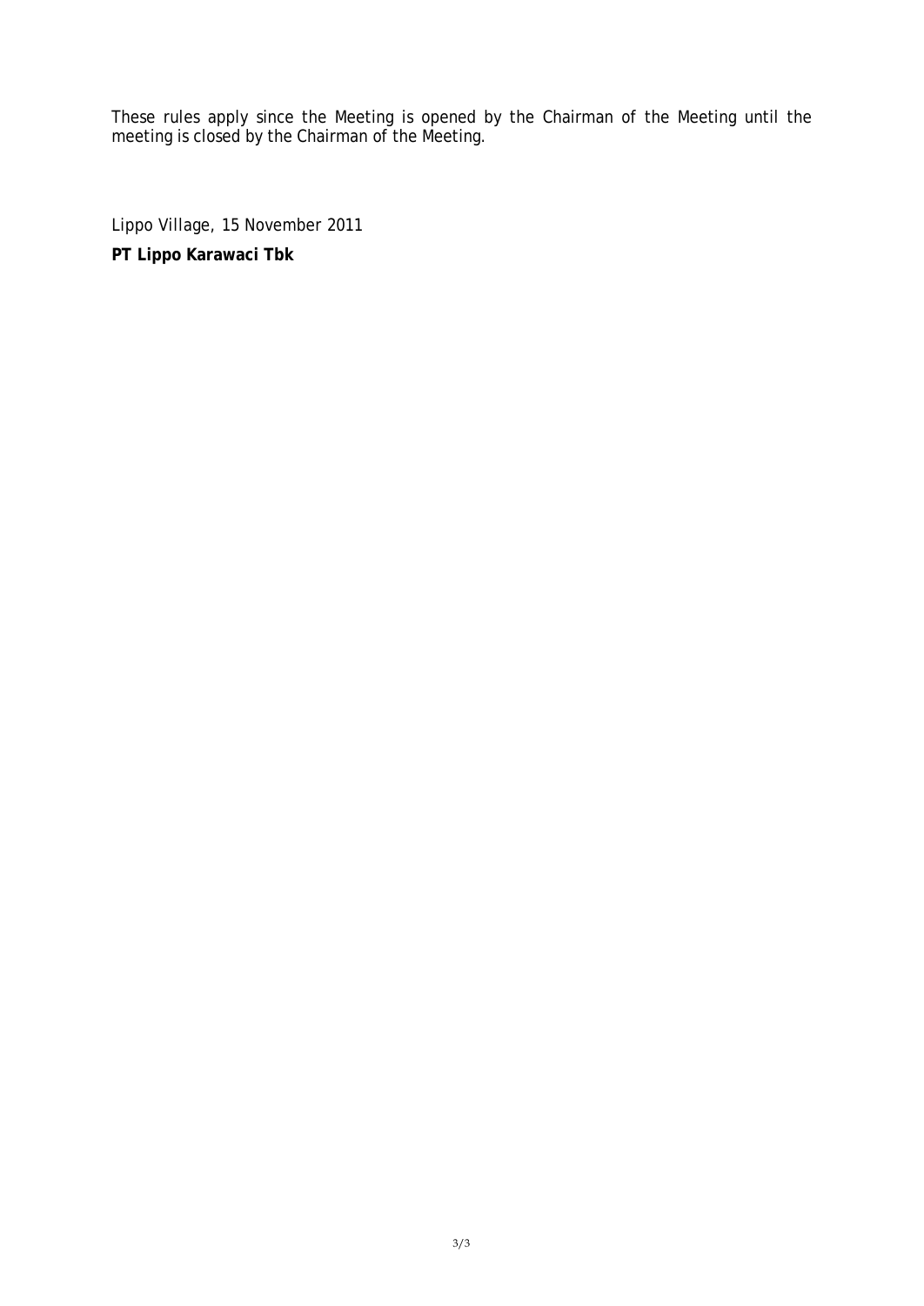These rules apply since the Meeting is opened by the Chairman of the Meeting until the meeting is closed by the Chairman of the Meeting.

*Lippo Village, 15 November 2011*

**PT Lippo Karawaci Tbk**